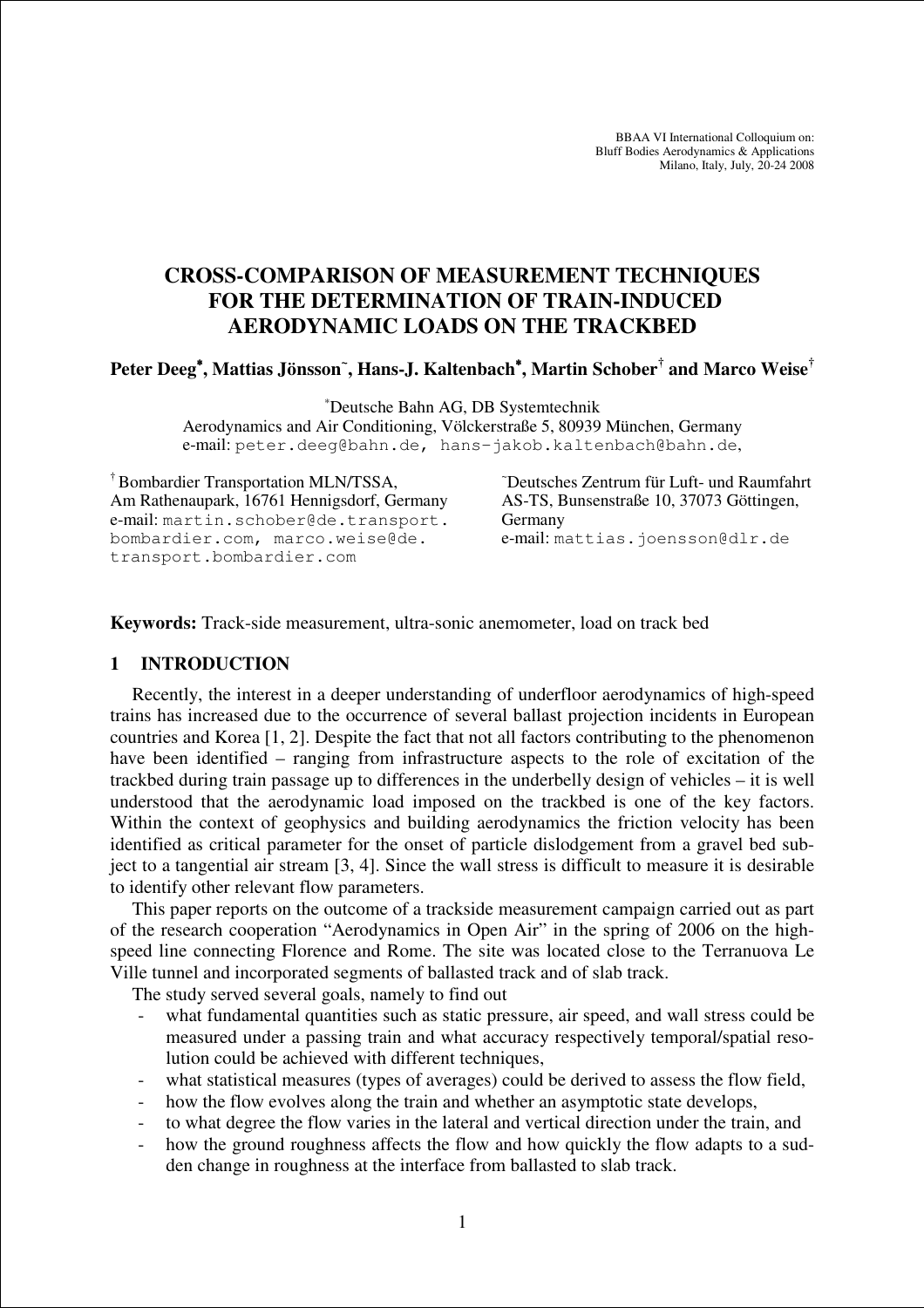BBAA VI International Colloquium on:
Bluff Bodies Aerodynamics & Applications
Milano, Italy, July, 20-24 2008

# CROSS-COMPARISON OF MEASUREMENT TECHNIQUES FOR THE DETERMINATION OF TRAIN-INDUCED AERODYNAMIC LOADS ON THE TRACKBED

**Peter Deeg[*], Mattias Jönsson[~], Hans-J. Kaltenbach[*], Martin Schober[†] and Marco Weise[†]**

[*] Deutsche Bahn AG, DB Systemtechnik
Aerodynamics and Air Conditioning, Völckerstraße 5, 80939 München, Germany
e-mail: peter.deeg@bahn.de, hans-jakob.kaltenbach@bahn.de,

[†] Bombardier Transportation MLN/TSSA,
Am Rathenaupark, 16761 Hennigsdorf, Germany
e-mail: martin.schober@de.transport.bombardier.com, marco.weise@de.transport.bombardier.com

[~] Deutsches Zentrum für Luft- und Raumfahrt
AS-TS, Bunsenstraße 10, 37073 Göttingen, Germany
e-mail: mattias.joensson@dlr.de

**Keywords:** Track-side measurement, ultra-sonic anemometer, load on track bed

## 1 INTRODUCTION

Recently, the interest in a deeper understanding of underfloor aerodynamics of high-speed trains has increased due to the occurrence of several ballast projection incidents in European countries and Korea [1, 2]. Despite the fact that not all factors contributing to the phenomenon have been identified – ranging from infrastructure aspects to the role of excitation of the trackbed during train passage up to differences in the underbelly design of vehicles – it is well understood that the aerodynamic load imposed on the trackbed is one of the key factors. Within the context of geophysics and building aerodynamics the friction velocity has been identified as critical parameter for the onset of particle dislodgement from a gravel bed subject to a tangential air stream [3, 4]. Since the wall stress is difficult to measure it is desirable to identify other relevant flow parameters.

This paper reports on the outcome of a trackside measurement campaign carried out as part of the research cooperation "Aerodynamics in Open Air" in the spring of 2006 on the high-speed line connecting Florence and Rome. The site was located close to the Terranuova Le Ville tunnel and incorporated segments of ballasted track and of slab track.

The study served several goals, namely to find out

- what fundamental quantities such as static pressure, air speed, and wall stress could be measured under a passing train and what accuracy respectively temporal/spatial resolution could be achieved with different techniques,
- what statistical measures (types of averages) could be derived to assess the flow field,
- how the flow evolves along the train and whether an asymptotic state develops,
- to what degree the flow varies in the lateral and vertical direction under the train, and
- how the ground roughness affects the flow and how quickly the flow adapts to a sudden change in roughness at the interface from ballasted to slab track.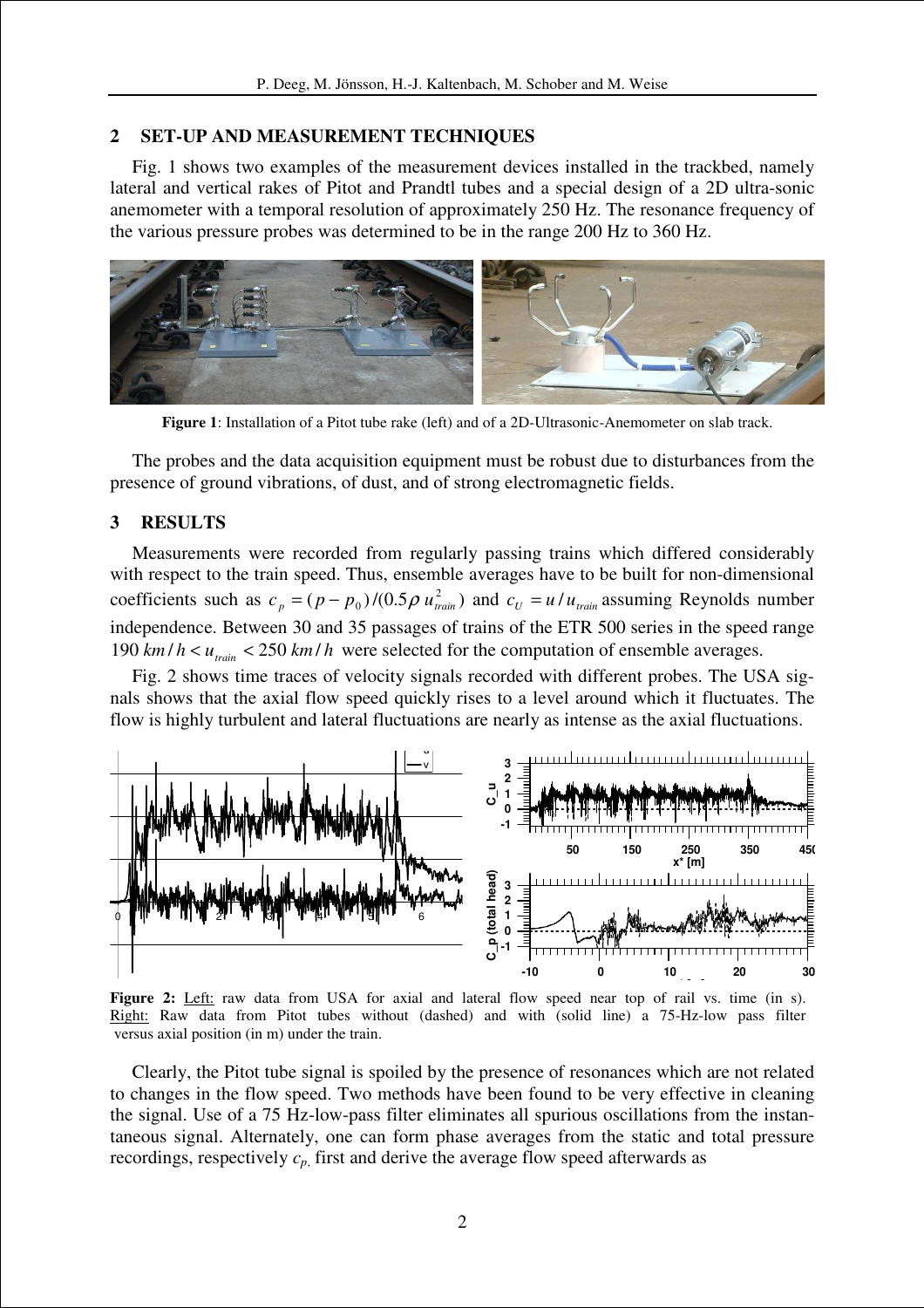## 2 SET-UP AND MEASUREMENT TECHNIQUES

Fig. 1 shows two examples of the measurement devices installed in the trackbed, namely lateral and vertical rakes of Pitot and Prandtl tubes and a special design of a 2D ultra-sonic anemometer with a temporal resolution of approximately 250 Hz. The resonance frequency of the various pressure probes was determined to be in the range 200 Hz to 360 Hz.

**Figure 1**: Installation of a Pitot tube rake (left) and of a 2D-Ultrasonic-Anemometer on slab track.

The probes and the data acquisition equipment must be robust due to disturbances from the presence of ground vibrations, of dust, and of strong electromagnetic fields.

## 3 RESULTS

Measurements were recorded from regularly passing trains which differed considerably with respect to the train speed. Thus, ensemble averages have to be built for non-dimensional coefficients such as $c_p = (p - p_0)/(0.5\rho\, u_{train}^2)$ and $c_U = u/u_{train}$ assuming Reynolds number independence. Between 30 and 35 passages of trains of the ETR 500 series in the speed range $190\ km/h < u_{train} < 250\ km/h$ were selected for the computation of ensemble averages.

Fig. 2 shows time traces of velocity signals recorded with different probes. The USA signals shows that the axial flow speed quickly rises to a level around which it fluctuates. The flow is highly turbulent and lateral fluctuations are nearly as intense as the axial fluctuations.

**Figure 2:** Left: raw data from USA for axial and lateral flow speed near top of rail vs. time (in s). Right: Raw data from Pitot tubes without (dashed) and with (solid line) a 75-Hz-low pass filter versus axial position (in m) under the train.

Clearly, the Pitot tube signal is spoiled by the presence of resonances which are not related to changes in the flow speed. Two methods have been found to be very effective in cleaning the signal. Use of a 75 Hz-low-pass filter eliminates all spurious oscillations from the instantaneous signal. Alternately, one can form phase averages from the static and total pressure recordings, respectively $c_p$, first and derive the average flow speed afterwards as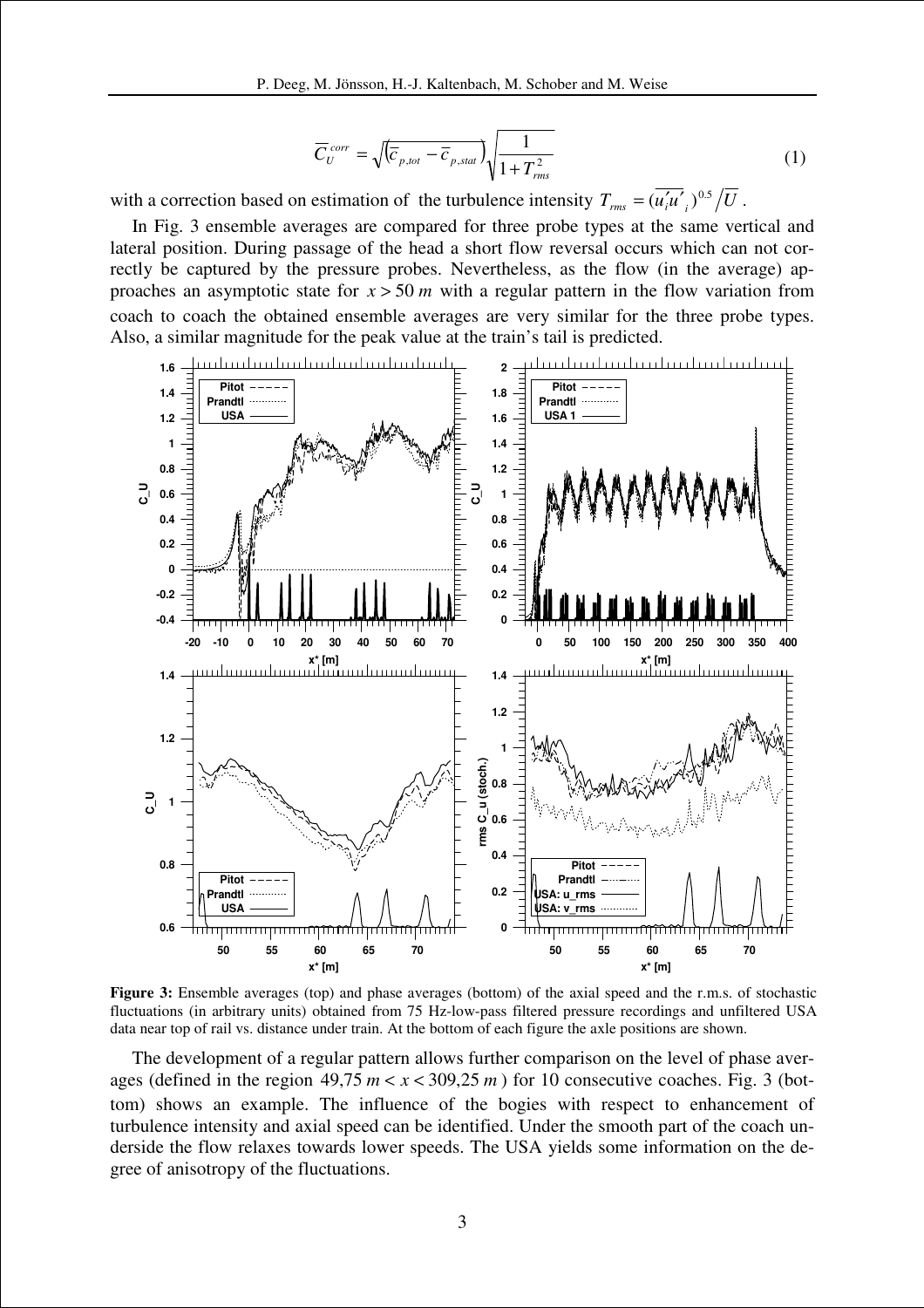$$\overline{C}_U^{corr} = \sqrt{\left(\overline{c}_{p,tot} - \overline{c}_{p,stat}\right)} \sqrt{\frac{1}{1+T_{rms}^2}} \tag{1}$$

with a correction based on estimation of the turbulence intensity $T_{rms} = (\overline{u_i' u_i'})^{0.5} / \overline{U}$.

In Fig. 3 ensemble averages are compared for three probe types at the same vertical and lateral position. During passage of the head a short flow reversal occurs which can not correctly be captured by the pressure probes. Nevertheless, as the flow (in the average) approaches an asymptotic state for $x > 50\,m$ with a regular pattern in the flow variation from coach to coach the obtained ensemble averages are very similar for the three probe types. Also, a similar magnitude for the peak value at the train's tail is predicted.

**Figure 3:** Ensemble averages (top) and phase averages (bottom) of the axial speed and the r.m.s. of stochastic fluctuations (in arbitrary units) obtained from 75 Hz-low-pass filtered pressure recordings and unfiltered USA data near top of rail vs. distance under train. At the bottom of each figure the axle positions are shown.

The development of a regular pattern allows further comparison on the level of phase averages (defined in the region $49{,}75\,m < x < 309{,}25\,m$) for 10 consecutive coaches. Fig. 3 (bottom) shows an example. The influence of the bogies with respect to enhancement of turbulence intensity and axial speed can be identified. Under the smooth part of the coach underside the flow relaxes towards lower speeds. The USA yields some information on the degree of anisotropy of the fluctuations.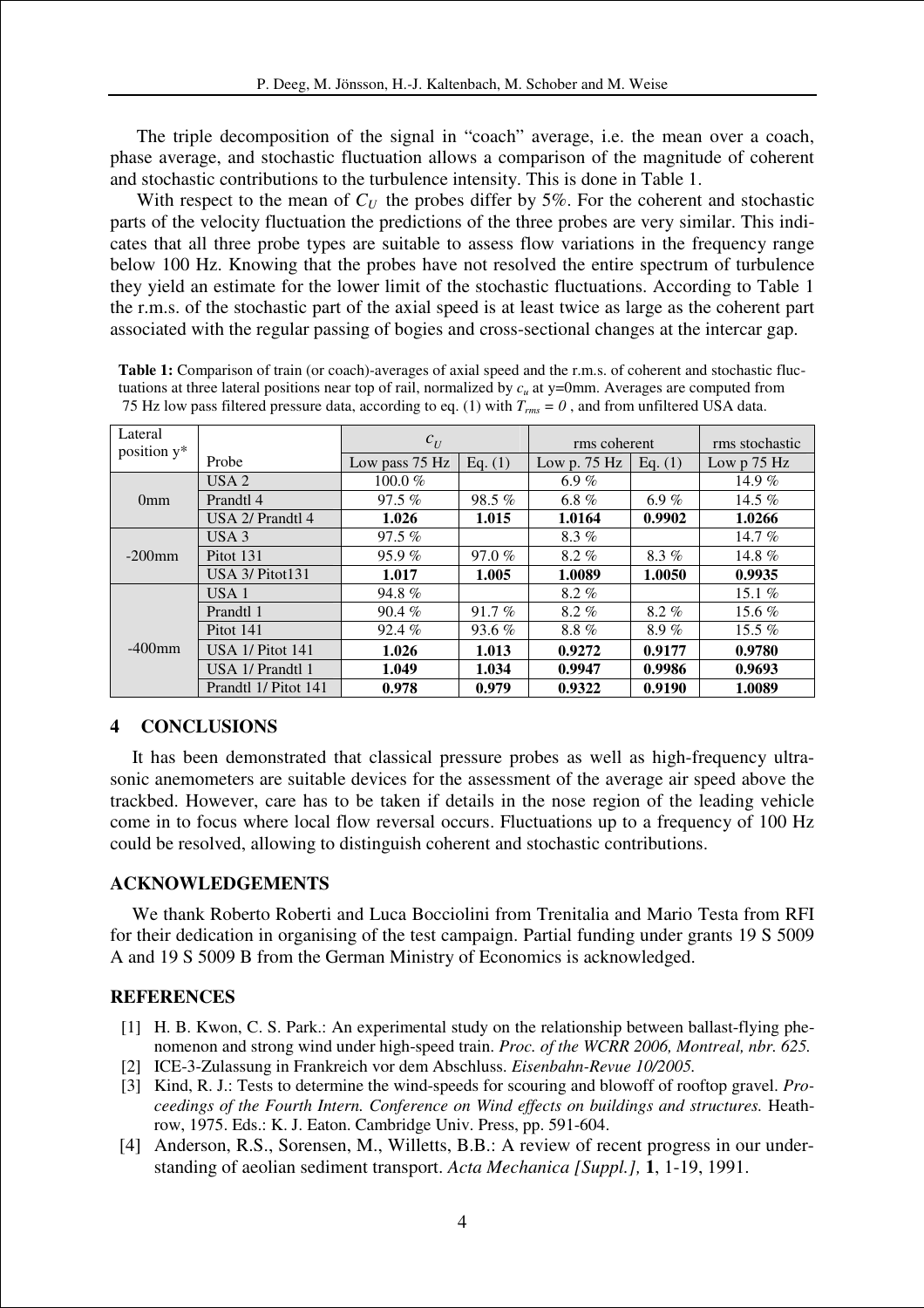The triple decomposition of the signal in "coach" average, i.e. the mean over a coach, phase average, and stochastic fluctuation allows a comparison of the magnitude of coherent and stochastic contributions to the turbulence intensity. This is done in Table 1.

With respect to the mean of $C_U$ the probes differ by 5%. For the coherent and stochastic parts of the velocity fluctuation the predictions of the three probes are very similar. This indicates that all three probe types are suitable to assess flow variations in the frequency range below 100 Hz. Knowing that the probes have not resolved the entire spectrum of turbulence they yield an estimate for the lower limit of the stochastic fluctuations. According to Table 1 the r.m.s. of the stochastic part of the axial speed is at least twice as large as the coherent part associated with the regular passing of bogies and cross-sectional changes at the intercar gap.

**Table 1:** Comparison of train (or coach)-averages of axial speed and the r.m.s. of coherent and stochastic fluctuations at three lateral positions near top of rail, normalized by $c_u$ at y=0mm. Averages are computed from 75 Hz low pass filtered pressure data, according to eq. (1) with $T_{rms} = 0$ , and from unfiltered USA data.

| Lateral position y* | Probe | $c_U$ | | rms coherent | | rms stochastic |
|---|---|---|---|---|---|---|
| | | Low pass 75 Hz | Eq. (1) | Low p. 75 Hz | Eq. (1) | Low p 75 Hz |
| 0mm | USA 2 | 100.0 % | | 6.9 % | | 14.9 % |
| | Prandtl 4 | 97.5 % | 98.5 % | 6.8 % | 6.9 % | 14.5 % |
| | USA 2/ Prandtl 4 | **1.026** | **1.015** | **1.0164** | **0.9902** | **1.0266** |
| -200mm | USA 3 | 97.5 % | | 8.3 % | | 14.7 % |
| | Pitot 131 | 95.9 % | 97.0 % | 8.2 % | 8.3 % | 14.8 % |
| | USA 3/ Pitot131 | **1.017** | **1.005** | **1.0089** | **1.0050** | **0.9935** |
| -400mm | USA 1 | 94.8 % | | 8.2 % | | 15.1 % |
| | Prandtl 1 | 90.4 % | 91.7 % | 8.2 % | 8.2 % | 15.6 % |
| | Pitot 141 | 92.4 % | 93.6 % | 8.8 % | 8.9 % | 15.5 % |
| | USA 1/ Pitot 141 | **1.026** | **1.013** | **0.9272** | **0.9177** | **0.9780** |
| | USA 1/ Prandtl 1 | **1.049** | **1.034** | **0.9947** | **0.9986** | **0.9693** |
| | Prandtl 1/ Pitot 141 | **0.978** | **0.979** | **0.9322** | **0.9190** | **1.0089** |

## 4 CONCLUSIONS

It has been demonstrated that classical pressure probes as well as high-frequency ultrasonic anemometers are suitable devices for the assessment of the average air speed above the trackbed. However, care has to be taken if details in the nose region of the leading vehicle come in to focus where local flow reversal occurs. Fluctuations up to a frequency of 100 Hz could be resolved, allowing to distinguish coherent and stochastic contributions.

## ACKNOWLEDGEMENTS

We thank Roberto Roberti and Luca Bocciolini from Trenitalia and Mario Testa from RFI for their dedication in organising of the test campaign. Partial funding under grants 19 S 5009 A and 19 S 5009 B from the German Ministry of Economics is acknowledged.

## REFERENCES

[1] H. B. Kwon, C. S. Park.: An experimental study on the relationship between ballast-flying phenomenon and strong wind under high-speed train. *Proc. of the WCRR 2006, Montreal, nbr. 625.*

[2] ICE-3-Zulassung in Frankreich vor dem Abschluss. *Eisenbahn-Revue 10/2005.*

[3] Kind, R. J.: Tests to determine the wind-speeds for scouring and blowoff of rooftop gravel. *Proceedings of the Fourth Intern. Conference on Wind effects on buildings and structures.* Heathrow, 1975. Eds.: K. J. Eaton. Cambridge Univ. Press, pp. 591-604.

[4] Anderson, R.S., Sorensen, M., Willetts, B.B.: A review of recent progress in our understanding of aeolian sediment transport. *Acta Mechanica [Suppl.],* **1**, 1-19, 1991.